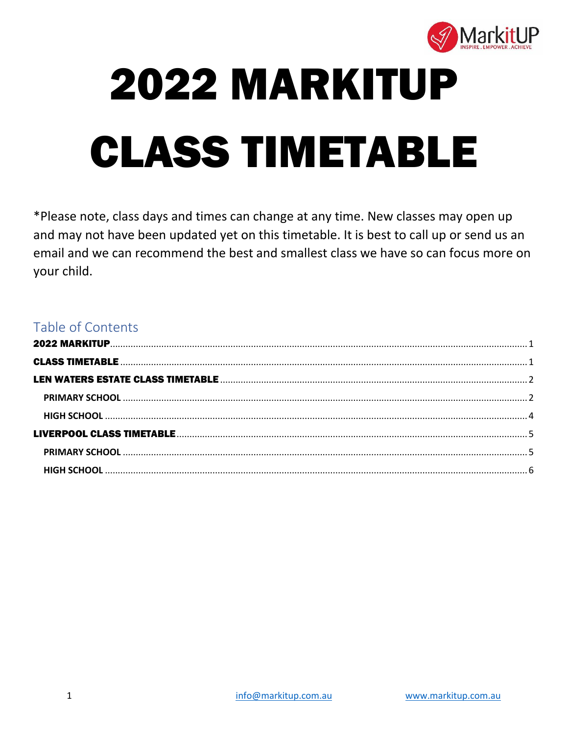# 2022 MARKITUP

# CLASS TIMETABLE

*Please note, class days and times can change at any time. New classes may open up and may not have been updated yet on this timetable. It is best to call up or send us an email and we can recommend the best and smallest class we have so can focus more on your child.

## Table of Contents

- **2022 MARKITUP** ........ 1
- **CLASS TIMETABLE** ........ 1
- **LEN WATERS ESTATE CLASS TIMETABLE** ........ 2
  - **PRIMARY SCHOOL** ........ 2
  - **HIGH SCHOOL** ........ 4
- **LIVERPOOL CLASS TIMETABLE** ........ 5
  - **PRIMARY SCHOOL** ........ 5
  - **HIGH SCHOOL** ........ 6

info@markitup.com.au www.markitup.com.au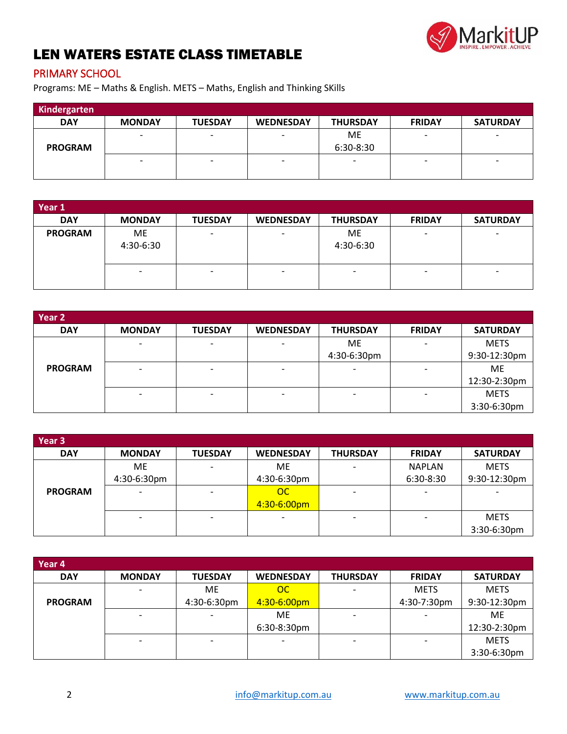# LEN WATERS ESTATE CLASS TIMETABLE

## PRIMARY SCHOOL

Programs: ME – Maths & English. METS – Maths, English and Thinking SKills

| Kindergarten | | | | | | |
|---|---|---|---|---|---|---|
| **DAY** | **MONDAY** | **TUESDAY** | **WEDNESDAY** | **THURSDAY** | **FRIDAY** | **SATURDAY** |
| **PROGRAM** | - | - | - | ME 6:30-8:30 | - | - |
| | - | - | - | - | - | - |

| Year 1 | | | | | | |
|---|---|---|---|---|---|---|
| **DAY** | **MONDAY** | **TUESDAY** | **WEDNESDAY** | **THURSDAY** | **FRIDAY** | **SATURDAY** |
| **PROGRAM** | ME 4:30-6:30 | - | - | ME 4:30-6:30 | - | - |
| | - | - | - | - | - | - |

| Year 2 | | | | | | |
|---|---|---|---|---|---|---|
| **DAY** | **MONDAY** | **TUESDAY** | **WEDNESDAY** | **THURSDAY** | **FRIDAY** | **SATURDAY** |
| **PROGRAM** | - | - | - | ME 4:30-6:30pm | - | METS 9:30-12:30pm |
| | - | - | - | - | - | ME 12:30-2:30pm |
| | - | - | - | - | - | METS 3:30-6:30pm |

| Year 3 | | | | | | |
|---|---|---|---|---|---|---|
| **DAY** | **MONDAY** | **TUESDAY** | **WEDNESDAY** | **THURSDAY** | **FRIDAY** | **SATURDAY** |
| **PROGRAM** | ME 4:30-6:30pm | - | ME 4:30-6:30pm | - | NAPLAN 6:30-8:30 | METS 9:30-12:30pm |
| | - | - | OC 4:30-6:00pm | - | - | - |
| | - | - | - | - | - | METS 3:30-6:30pm |

| Year 4 | | | | | | |
|---|---|---|---|---|---|---|
| **DAY** | **MONDAY** | **TUESDAY** | **WEDNESDAY** | **THURSDAY** | **FRIDAY** | **SATURDAY** |
| **PROGRAM** | - | ME 4:30-6:30pm | OC 4:30-6:00pm | - | METS 4:30-7:30pm | METS 9:30-12:30pm |
| | - | - | ME 6:30-8:30pm | - | - | ME 12:30-2:30pm |
| | - | - | - | - | - | METS 3:30-6:30pm |

info@markitup.com.au www.markitup.com.au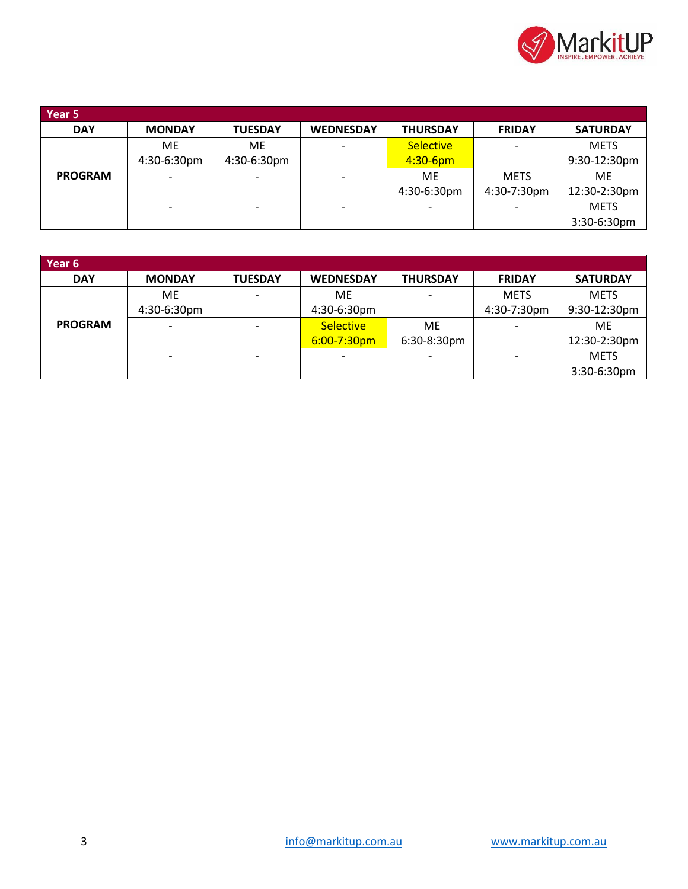| Year 5 | | | | | | |
|---|---|---|---|---|---|---|
| **DAY** | **MONDAY** | **TUESDAY** | **WEDNESDAY** | **THURSDAY** | **FRIDAY** | **SATURDAY** |
| **PROGRAM** | ME 4:30-6:30pm | ME 4:30-6:30pm | - | Selective 4:30-6pm | - | METS 9:30-12:30pm |
| | - | - | - | ME 4:30-6:30pm | METS 4:30-7:30pm | ME 12:30-2:30pm |
| | - | - | - | - | - | METS 3:30-6:30pm |

| Year 6 | | | | | | |
|---|---|---|---|---|---|---|
| **DAY** | **MONDAY** | **TUESDAY** | **WEDNESDAY** | **THURSDAY** | **FRIDAY** | **SATURDAY** |
| **PROGRAM** | ME 4:30-6:30pm | - | ME 4:30-6:30pm | - | METS 4:30-7:30pm | METS 9:30-12:30pm |
| | - | - | Selective 6:00-7:30pm | ME 6:30-8:30pm | - | ME 12:30-2:30pm |
| | - | - | - | - | - | METS 3:30-6:30pm |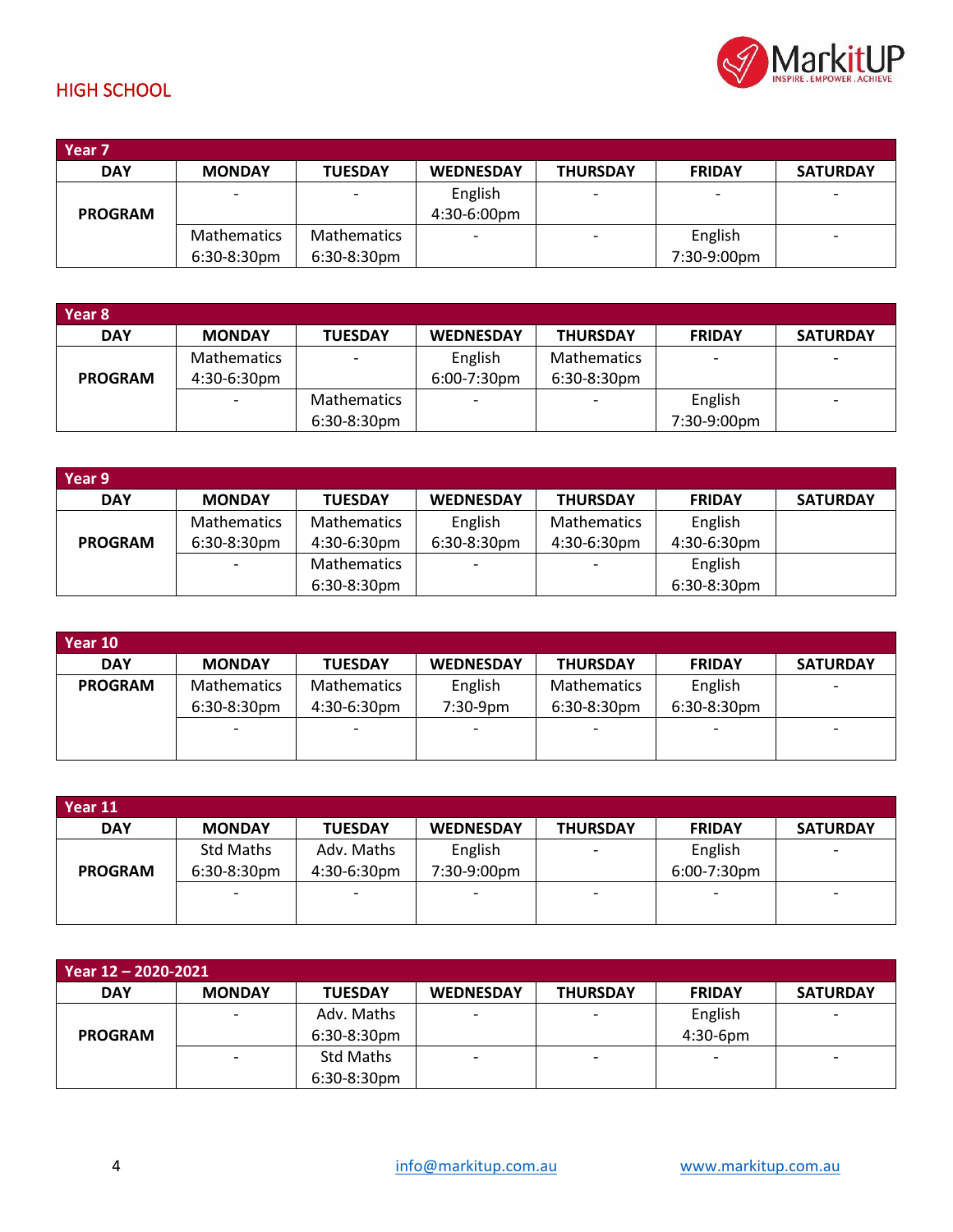## HIGH SCHOOL

| Year 7 | | | | | | |
|---|---|---|---|---|---|---|
| **DAY** | **MONDAY** | **TUESDAY** | **WEDNESDAY** | **THURSDAY** | **FRIDAY** | **SATURDAY** |
| **PROGRAM** | - | - | English 4:30-6:00pm | - | - | - |
| | Mathematics 6:30-8:30pm | Mathematics 6:30-8:30pm | - | - | English 7:30-9:00pm | - |

| Year 8 | | | | | | |
|---|---|---|---|---|---|---|
| **DAY** | **MONDAY** | **TUESDAY** | **WEDNESDAY** | **THURSDAY** | **FRIDAY** | **SATURDAY** |
| **PROGRAM** | Mathematics 4:30-6:30pm | - | English 6:00-7:30pm | Mathematics 6:30-8:30pm | - | - |
| | - | Mathematics 6:30-8:30pm | - | - | English 7:30-9:00pm | - |

| Year 9 | | | | | | |
|---|---|---|---|---|---|---|
| **DAY** | **MONDAY** | **TUESDAY** | **WEDNESDAY** | **THURSDAY** | **FRIDAY** | **SATURDAY** |
| **PROGRAM** | Mathematics 6:30-8:30pm | Mathematics 4:30-6:30pm | English 6:30-8:30pm | Mathematics 4:30-6:30pm | English 4:30-6:30pm | |
| | - | Mathematics 6:30-8:30pm | - | - | English 6:30-8:30pm | |

| Year 10 | | | | | | |
|---|---|---|---|---|---|---|
| **DAY** | **MONDAY** | **TUESDAY** | **WEDNESDAY** | **THURSDAY** | **FRIDAY** | **SATURDAY** |
| **PROGRAM** | Mathematics 6:30-8:30pm | Mathematics 4:30-6:30pm | English 7:30-9pm | Mathematics 6:30-8:30pm | English 6:30-8:30pm | - |
| | - | - | - | - | - | - |

| Year 11 | | | | | | |
|---|---|---|---|---|---|---|
| **DAY** | **MONDAY** | **TUESDAY** | **WEDNESDAY** | **THURSDAY** | **FRIDAY** | **SATURDAY** |
| **PROGRAM** | Std Maths 6:30-8:30pm | Adv. Maths 4:30-6:30pm | English 7:30-9:00pm | - | English 6:00-7:30pm | - |
| | - | - | - | - | - | - |

| Year 12 – 2020-2021 | | | | | | |
|---|---|---|---|---|---|---|
| **DAY** | **MONDAY** | **TUESDAY** | **WEDNESDAY** | **THURSDAY** | **FRIDAY** | **SATURDAY** |
| **PROGRAM** | - | Adv. Maths 6:30-8:30pm | - | - | English 4:30-6pm | - |
| | - | Std Maths 6:30-8:30pm | - | - | - | - |

info@markitup.com.au www.markitup.com.au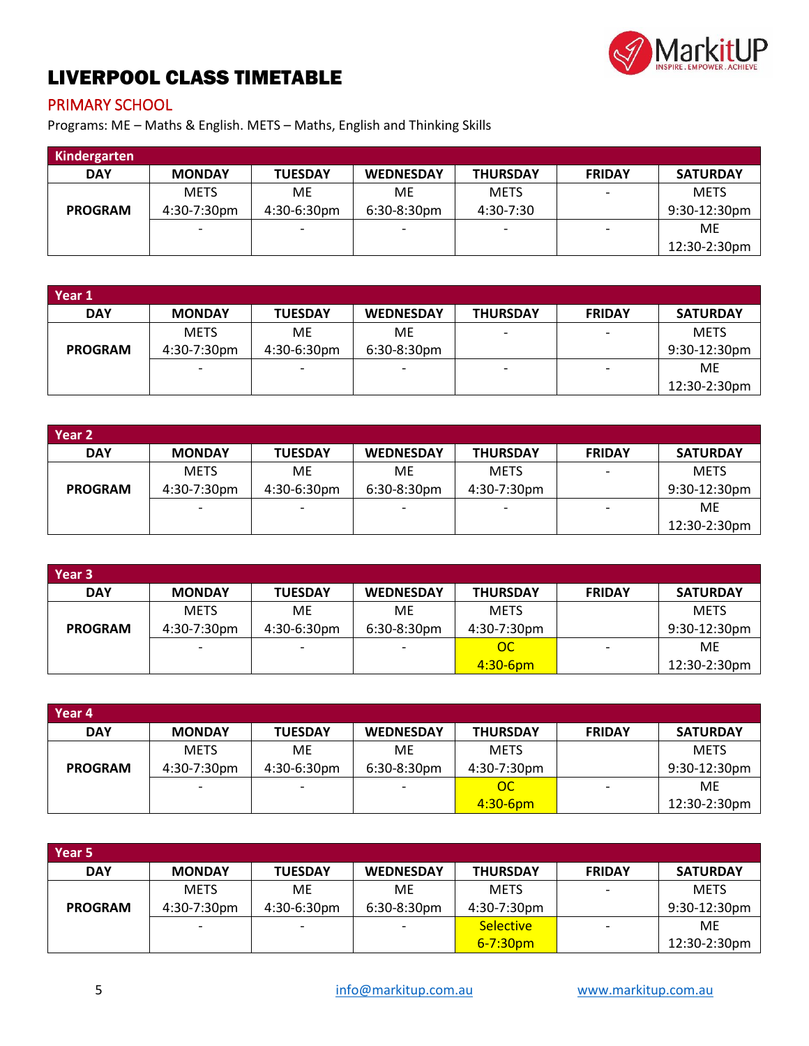# LIVERPOOL CLASS TIMETABLE

## PRIMARY SCHOOL

Programs: ME – Maths & English. METS – Maths, English and Thinking Skills

| Kindergarten | | | | | | |
|---|---|---|---|---|---|---|
| **DAY** | **MONDAY** | **TUESDAY** | **WEDNESDAY** | **THURSDAY** | **FRIDAY** | **SATURDAY** |
| **PROGRAM** | METS 4:30-7:30pm | ME 4:30-6:30pm | ME 6:30-8:30pm | METS 4:30-7:30 | - | METS 9:30-12:30pm |
| | - | - | - | - | - | ME 12:30-2:30pm |

| Year 1 | | | | | | |
|---|---|---|---|---|---|---|
| **DAY** | **MONDAY** | **TUESDAY** | **WEDNESDAY** | **THURSDAY** | **FRIDAY** | **SATURDAY** |
| **PROGRAM** | METS 4:30-7:30pm | ME 4:30-6:30pm | ME 6:30-8:30pm | - | - | METS 9:30-12:30pm |
| | - | - | - | - | - | ME 12:30-2:30pm |

| Year 2 | | | | | | |
|---|---|---|---|---|---|---|
| **DAY** | **MONDAY** | **TUESDAY** | **WEDNESDAY** | **THURSDAY** | **FRIDAY** | **SATURDAY** |
| **PROGRAM** | METS 4:30-7:30pm | ME 4:30-6:30pm | ME 6:30-8:30pm | METS 4:30-7:30pm | - | METS 9:30-12:30pm |
| | - | - | - | - | - | ME 12:30-2:30pm |

| Year 3 | | | | | | |
|---|---|---|---|---|---|---|
| **DAY** | **MONDAY** | **TUESDAY** | **WEDNESDAY** | **THURSDAY** | **FRIDAY** | **SATURDAY** |
| **PROGRAM** | METS 4:30-7:30pm | ME 4:30-6:30pm | ME 6:30-8:30pm | METS 4:30-7:30pm | | METS 9:30-12:30pm |
| | - | - | - | OC 4:30-6pm | - | ME 12:30-2:30pm |

| Year 4 | | | | | | |
|---|---|---|---|---|---|---|
| **DAY** | **MONDAY** | **TUESDAY** | **WEDNESDAY** | **THURSDAY** | **FRIDAY** | **SATURDAY** |
| **PROGRAM** | METS 4:30-7:30pm | ME 4:30-6:30pm | ME 6:30-8:30pm | METS 4:30-7:30pm | | METS 9:30-12:30pm |
| | - | - | - | OC 4:30-6pm | - | ME 12:30-2:30pm |

| Year 5 | | | | | | |
|---|---|---|---|---|---|---|
| **DAY** | **MONDAY** | **TUESDAY** | **WEDNESDAY** | **THURSDAY** | **FRIDAY** | **SATURDAY** |
| **PROGRAM** | METS 4:30-7:30pm | ME 4:30-6:30pm | ME 6:30-8:30pm | METS 4:30-7:30pm | - | METS 9:30-12:30pm |
| | - | - | - | Selective 6-7:30pm | - | ME 12:30-2:30pm |

info@markitup.com.au www.markitup.com.au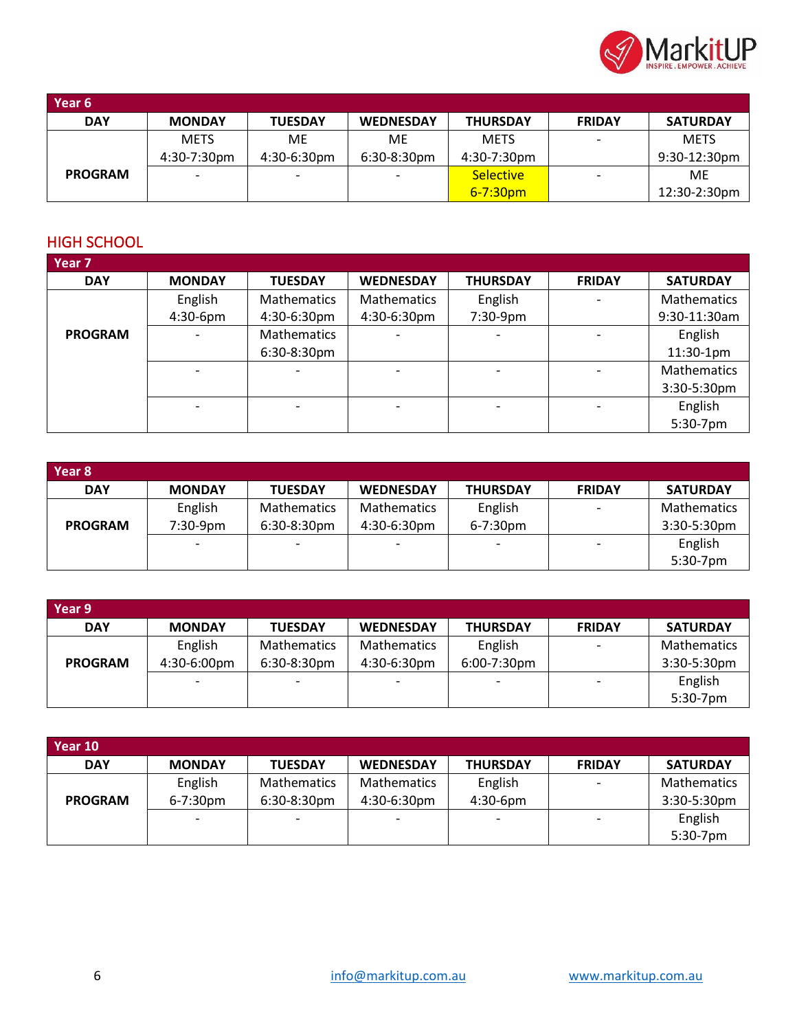| Year 6 | | | | | | |
|---|---|---|---|---|---|---|
| **DAY** | **MONDAY** | **TUESDAY** | **WEDNESDAY** | **THURSDAY** | **FRIDAY** | **SATURDAY** |
| **PROGRAM** | METS 4:30-7:30pm | ME 4:30-6:30pm | ME 6:30-8:30pm | METS 4:30-7:30pm | - | METS 9:30-12:30pm |
| | - | - | - | Selective 6-7:30pm | - | ME 12:30-2:30pm |

## HIGH SCHOOL

| Year 7 | | | | | | |
|---|---|---|---|---|---|---|
| **DAY** | **MONDAY** | **TUESDAY** | **WEDNESDAY** | **THURSDAY** | **FRIDAY** | **SATURDAY** |
| **PROGRAM** | English 4:30-6pm | Mathematics 4:30-6:30pm | Mathematics 4:30-6:30pm | English 7:30-9pm | - | Mathematics 9:30-11:30am |
| | - | Mathematics 6:30-8:30pm | - | - | - | English 11:30-1pm |
| | - | - | - | - | - | Mathematics 3:30-5:30pm |
| | - | - | - | - | - | English 5:30-7pm |

| Year 8 | | | | | | |
|---|---|---|---|---|---|---|
| **DAY** | **MONDAY** | **TUESDAY** | **WEDNESDAY** | **THURSDAY** | **FRIDAY** | **SATURDAY** |
| **PROGRAM** | English 7:30-9pm | Mathematics 6:30-8:30pm | Mathematics 4:30-6:30pm | English 6-7:30pm | - | Mathematics 3:30-5:30pm |
| | - | - | - | - | - | English 5:30-7pm |

| Year 9 | | | | | | |
|---|---|---|---|---|---|---|
| **DAY** | **MONDAY** | **TUESDAY** | **WEDNESDAY** | **THURSDAY** | **FRIDAY** | **SATURDAY** |
| **PROGRAM** | English 4:30-6:00pm | Mathematics 6:30-8:30pm | Mathematics 4:30-6:30pm | English 6:00-7:30pm | - | Mathematics 3:30-5:30pm |
| | - | - | - | - | - | English 5:30-7pm |

| Year 10 | | | | | | |
|---|---|---|---|---|---|---|
| **DAY** | **MONDAY** | **TUESDAY** | **WEDNESDAY** | **THURSDAY** | **FRIDAY** | **SATURDAY** |
| **PROGRAM** | English 6-7:30pm | Mathematics 6:30-8:30pm | Mathematics 4:30-6:30pm | English 4:30-6pm | - | Mathematics 3:30-5:30pm |
| | - | - | - | - | - | English 5:30-7pm |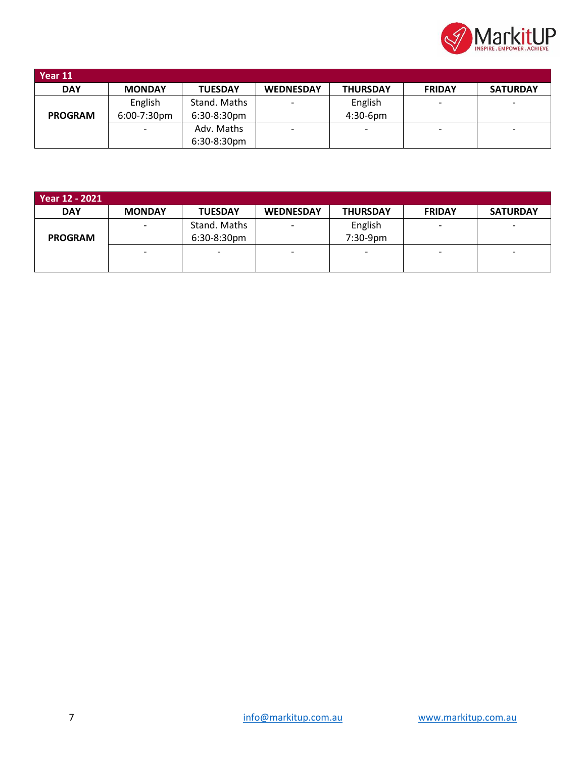| Year 11 | | | | | | |
|---|---|---|---|---|---|---|
| **DAY** | **MONDAY** | **TUESDAY** | **WEDNESDAY** | **THURSDAY** | **FRIDAY** | **SATURDAY** |
| **PROGRAM** | English 6:00-7:30pm | Stand. Maths 6:30-8:30pm | - | English 4:30-6pm | - | - |
| | - | Adv. Maths 6:30-8:30pm | - | - | - | - |

| Year 12 - 2021 | | | | | | |
|---|---|---|---|---|---|---|
| **DAY** | **MONDAY** | **TUESDAY** | **WEDNESDAY** | **THURSDAY** | **FRIDAY** | **SATURDAY** |
| **PROGRAM** | - | Stand. Maths 6:30-8:30pm | - | English 7:30-9pm | - | - |
| | - | - | - | - | - | - |

info@markitup.com.au www.markitup.com.au